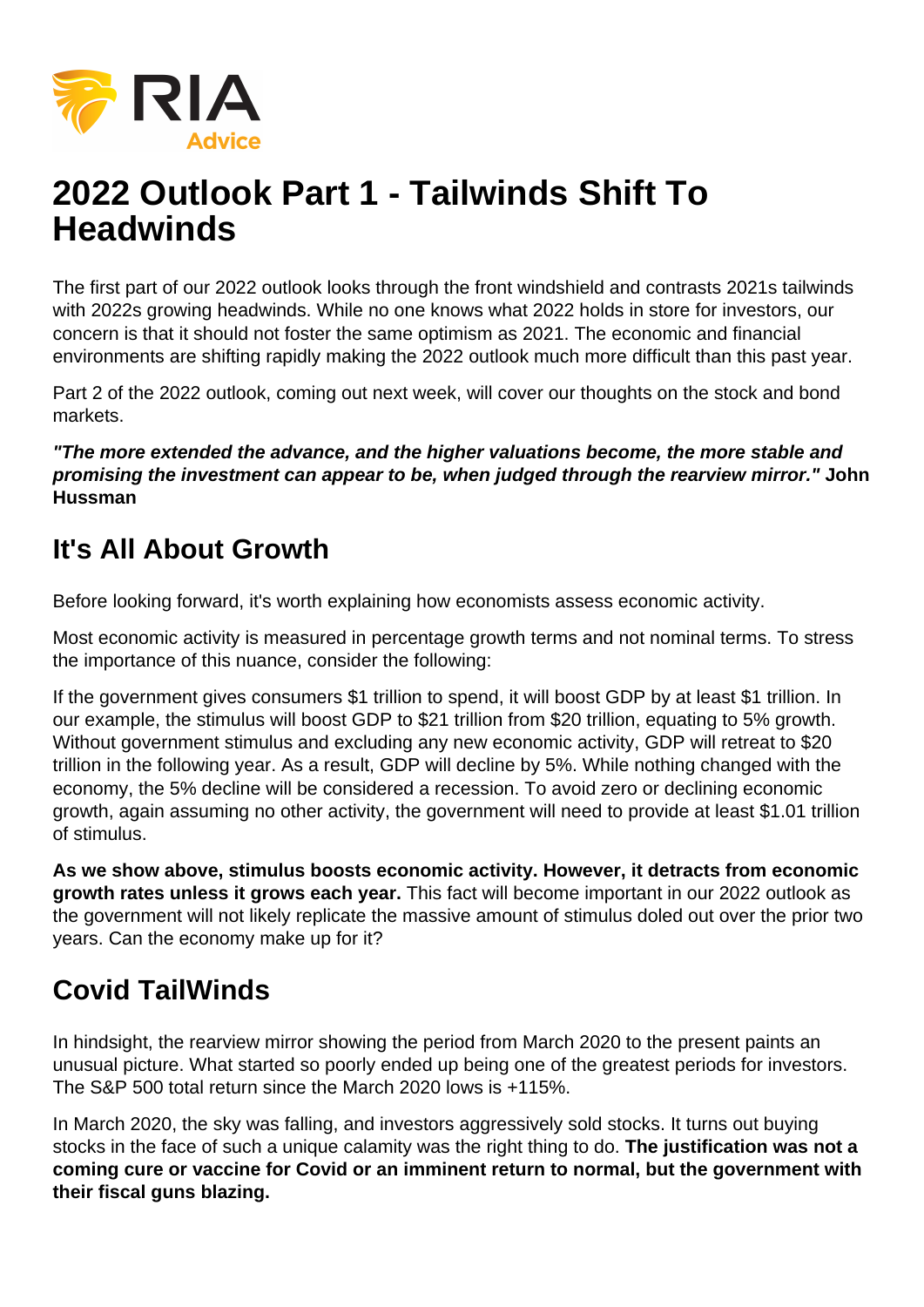# 2022 Outlook Part 1 - Tailwinds Shift To Headwinds

The first part of our 2022 outlook looks through the front windshield and contrasts 2021s tailwinds with 2022s growing headwinds. While no one knows what 2022 holds in store for investors, our concern is that it should not foster the same optimism as 2021. The economic and financial environments are shifting rapidly making the 2022 outlook much more difficult than this past year.

Part 2 of the 2022 outlook, coming out next week, will cover our thoughts on the stock and bond markets.

***"The more extended the advance, and the higher valuations become, the more stable and promising the investment can appear to be, when judged through the rearview mirror."*** **John Hussman**

## It's All About Growth

Before looking forward, it's worth explaining how economists assess economic activity.

Most economic activity is measured in percentage growth terms and not nominal terms. To stress the importance of this nuance, consider the following:

If the government gives consumers $1 trillion to spend, it will boost GDP by at least $1 trillion. In our example, the stimulus will boost GDP to $21 trillion from $20 trillion, equating to 5% growth. Without government stimulus and excluding any new economic activity, GDP will retreat to $20 trillion in the following year. As a result, GDP will decline by 5%. While nothing changed with the economy, the 5% decline will be considered a recession. To avoid zero or declining economic growth, again assuming no other activity, the government will need to provide at least $1.01 trillion of stimulus.

**As we show above, stimulus boosts economic activity. However, it detracts from economic growth rates unless it grows each year.** This fact will become important in our 2022 outlook as the government will not likely replicate the massive amount of stimulus doled out over the prior two years. Can the economy make up for it?

## Covid TailWinds

In hindsight, the rearview mirror showing the period from March 2020 to the present paints an unusual picture. What started so poorly ended up being one of the greatest periods for investors. The S&P 500 total return since the March 2020 lows is +115%.

In March 2020, the sky was falling, and investors aggressively sold stocks. It turns out buying stocks in the face of such a unique calamity was the right thing to do. **The justification was not a coming cure or vaccine for Covid or an imminent return to normal, but the government with their fiscal guns blazing.**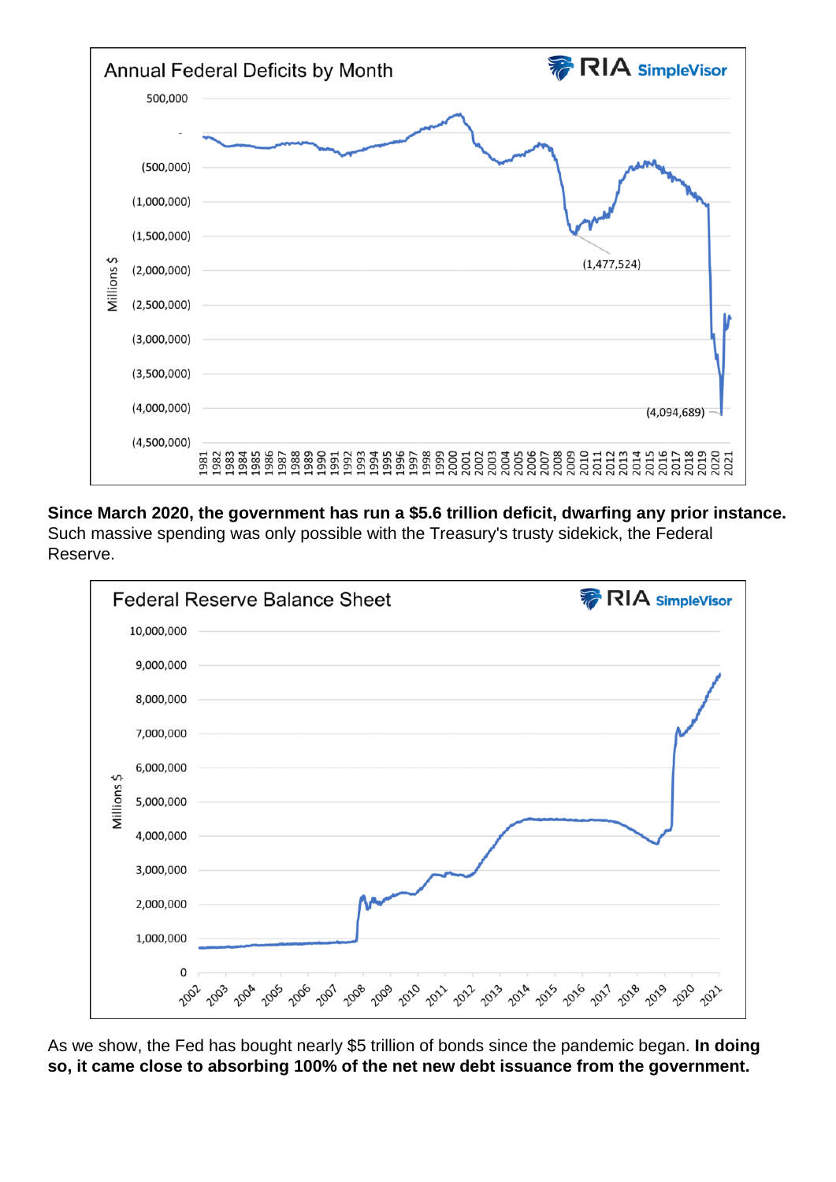Annual Federal Deficits by Month

**Since March 2020, the government has run a $5.6 trillion deficit, dwarfing any prior instance.** Such massive spending was only possible with the Treasury's trusty sidekick, the Federal Reserve.

Federal Reserve Balance Sheet

As we show, the Fed has bought nearly $5 trillion of bonds since the pandemic began. **In doing so, it came close to absorbing 100% of the net new debt issuance from the government.**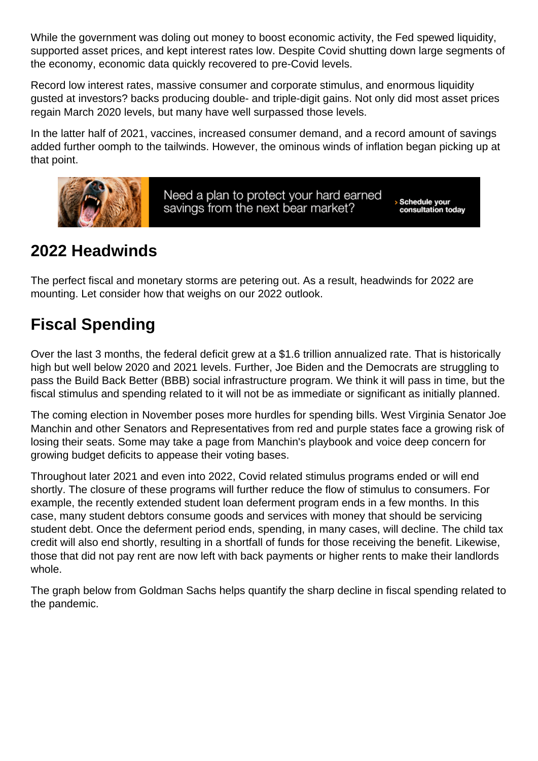While the government was doling out money to boost economic activity, the Fed spewed liquidity, supported asset prices, and kept interest rates low. Despite Covid shutting down large segments of the economy, economic data quickly recovered to pre-Covid levels.

Record low interest rates, massive consumer and corporate stimulus, and enormous liquidity gusted at investors? backs producing double- and triple-digit gains. Not only did most asset prices regain March 2020 levels, but many have well surpassed those levels.

In the latter half of 2021, vaccines, increased consumer demand, and a record amount of savings added further oomph to the tailwinds. However, the ominous winds of inflation began picking up at that point.

## 2022 Headwinds

The perfect fiscal and monetary storms are petering out. As a result, headwinds for 2022 are mounting. Let consider how that weighs on our 2022 outlook.

## Fiscal Spending

Over the last 3 months, the federal deficit grew at a $1.6 trillion annualized rate. That is historically high but well below 2020 and 2021 levels. Further, Joe Biden and the Democrats are struggling to pass the Build Back Better (BBB) social infrastructure program. We think it will pass in time, but the fiscal stimulus and spending related to it will not be as immediate or significant as initially planned.

The coming election in November poses more hurdles for spending bills. West Virginia Senator Joe Manchin and other Senators and Representatives from red and purple states face a growing risk of losing their seats. Some may take a page from Manchin's playbook and voice deep concern for growing budget deficits to appease their voting bases.

Throughout later 2021 and even into 2022, Covid related stimulus programs ended or will end shortly. The closure of these programs will further reduce the flow of stimulus to consumers. For example, the recently extended student loan deferment program ends in a few months. In this case, many student debtors consume goods and services with money that should be servicing student debt. Once the deferment period ends, spending, in many cases, will decline. The child tax credit will also end shortly, resulting in a shortfall of funds for those receiving the benefit. Likewise, those that did not pay rent are now left with back payments or higher rents to make their landlords whole.

The graph below from Goldman Sachs helps quantify the sharp decline in fiscal spending related to the pandemic.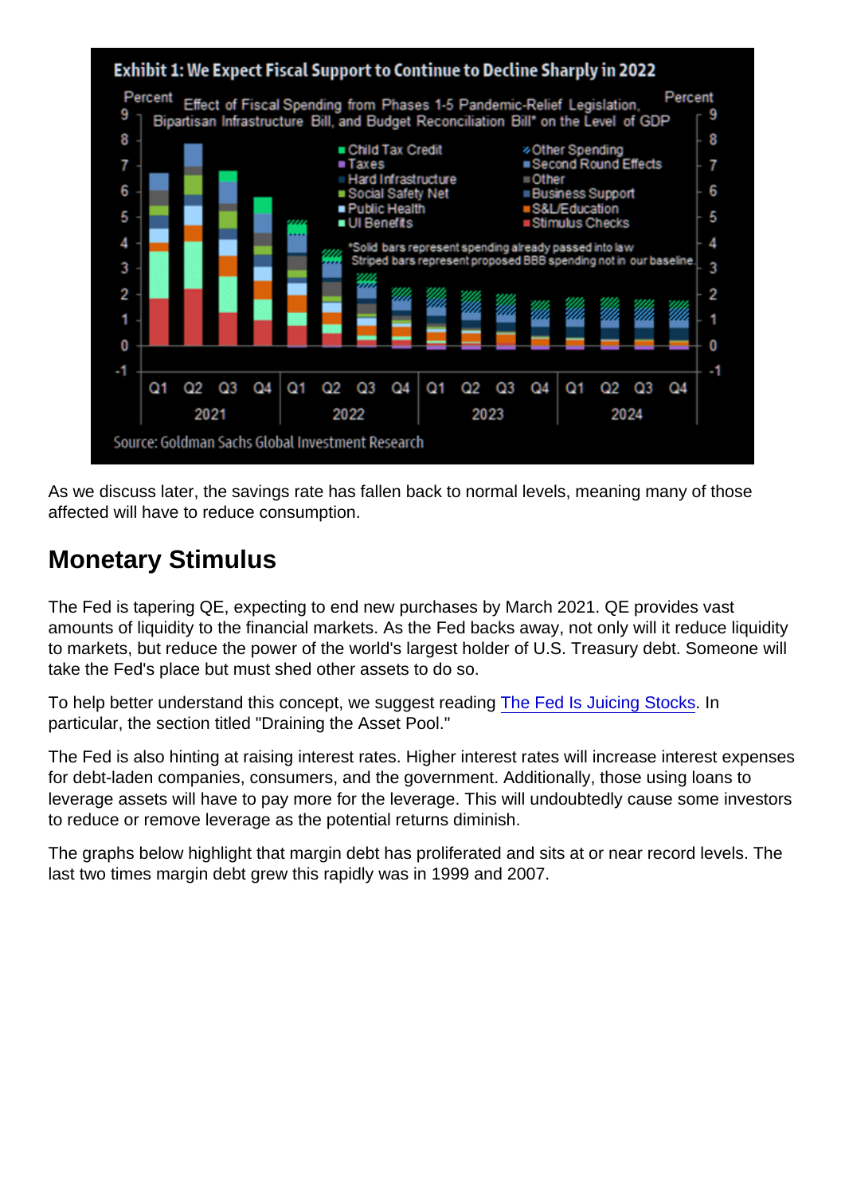As we discuss later, the savings rate has fallen back to normal levels, meaning many of those affected will have to reduce consumption.

## Monetary Stimulus

The Fed is tapering QE, expecting to end new purchases by March 2021. QE provides vast amounts of liquidity to the financial markets. As the Fed backs away, not only will it reduce liquidity to markets, but reduce the power of the world's largest holder of U.S. Treasury debt. Someone will take the Fed's place but must shed other assets to do so.

To help better understand this concept, we suggest reading The Fed Is Juicing Stocks. In particular, the section titled "Draining the Asset Pool."

The Fed is also hinting at raising interest rates. Higher interest rates will increase interest expenses for debt-laden companies, consumers, and the government. Additionally, those using loans to leverage assets will have to pay more for the leverage. This will undoubtedly cause some investors to reduce or remove leverage as the potential returns diminish.

The graphs below highlight that margin debt has proliferated and sits at or near record levels. The last two times margin debt grew this rapidly was in 1999 and 2007.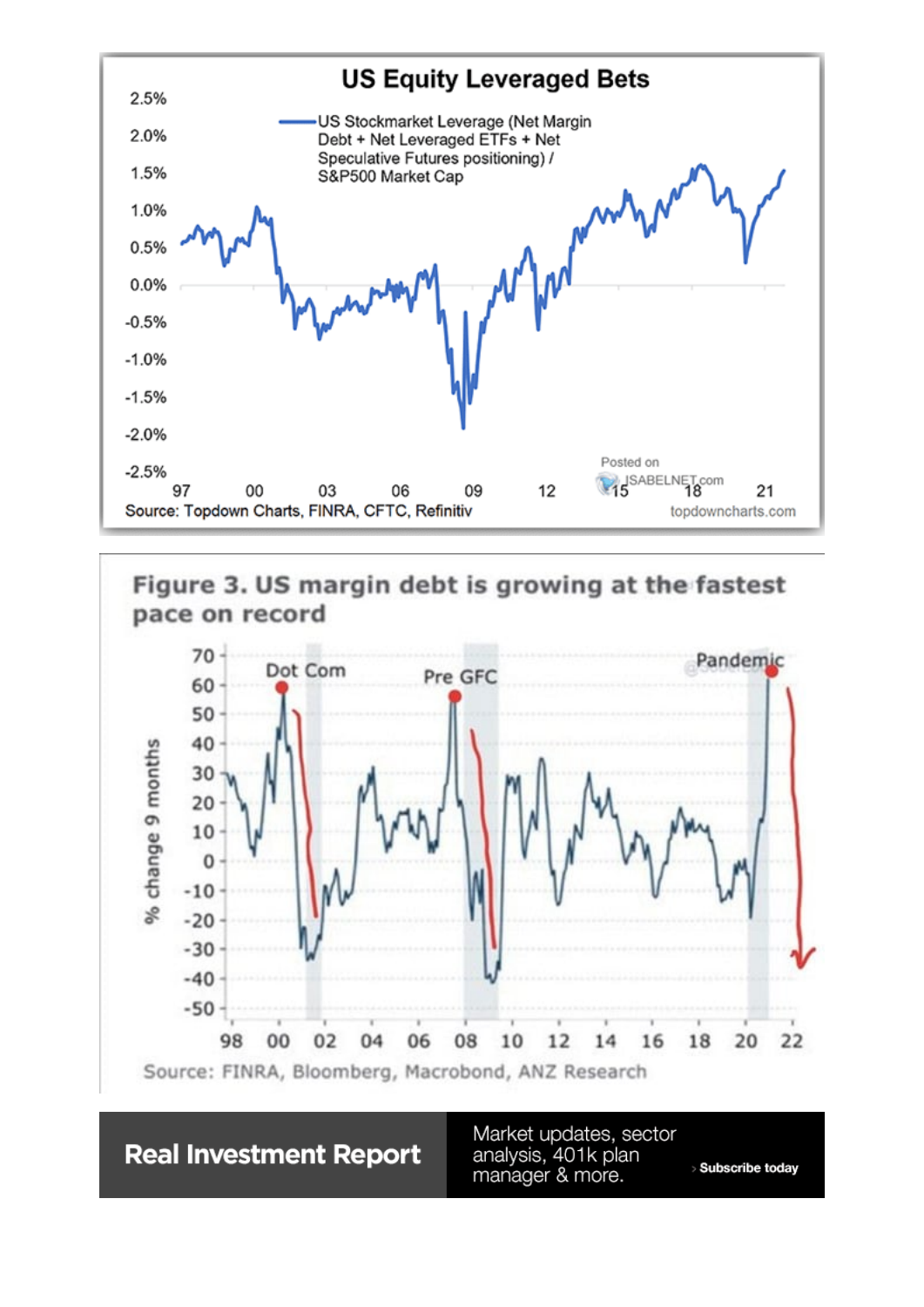**US Equity Leveraged Bets**

US Stockmarket Leverage (Net Margin Debt + Net Leveraged ETFs + Net Speculative Futures positioning) / S&P500 Market Cap

2.5%
2.0%
1.5%
1.0%
0.5%
0.0%
-0.5%
-1.0%
-1.5%
-2.0%
-2.5%

97 00 03 06 09 12 15 18 21

Posted on ISABELNET.com

Source: Topdown Charts, FINRA, CFTC, Refinitiv

topdowncharts.com

**Figure 3. US margin debt is growing at the fastest pace on record**

% change 9 months

70
60
50
40
30
20
10
0
-10
-20
-30
-40
-50

Dot Com

Pre GFC

Pandemic

98 00 02 04 06 08 10 12 14 16 18 20 22

Source: FINRA, Bloomberg, Macrobond, ANZ Research

**Real Investment Report**

Market updates, sector analysis, 401k plan manager & more.

› Subscribe today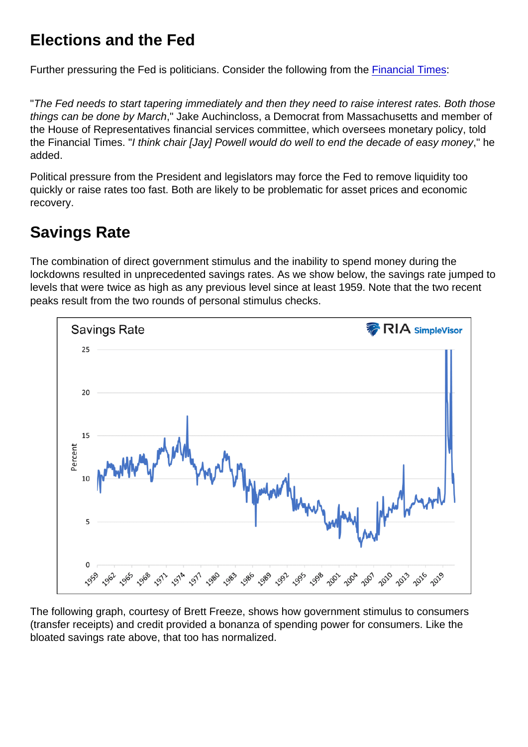## Elections and the Fed

Further pressuring the Fed is politicians. Consider the following from the Financial Times:

"*The Fed needs to start tapering immediately and then they need to raise interest rates. Both those things can be done by March*," Jake Auchincloss, a Democrat from Massachusetts and member of the House of Representatives financial services committee, which oversees monetary policy, told the Financial Times. "*I think chair [Jay] Powell would do well to end the decade of easy money*," he added.

Political pressure from the President and legislators may force the Fed to remove liquidity too quickly or raise rates too fast. Both are likely to be problematic for asset prices and economic recovery.

## Savings Rate

The combination of direct government stimulus and the inability to spend money during the lockdowns resulted in unprecedented savings rates. As we show below, the savings rate jumped to levels that were twice as high as any previous level since at least 1959. Note that the two recent peaks result from the two rounds of personal stimulus checks.

The following graph, courtesy of Brett Freeze, shows how government stimulus to consumers (transfer receipts) and credit provided a bonanza of spending power for consumers. Like the bloated savings rate above, that too has normalized.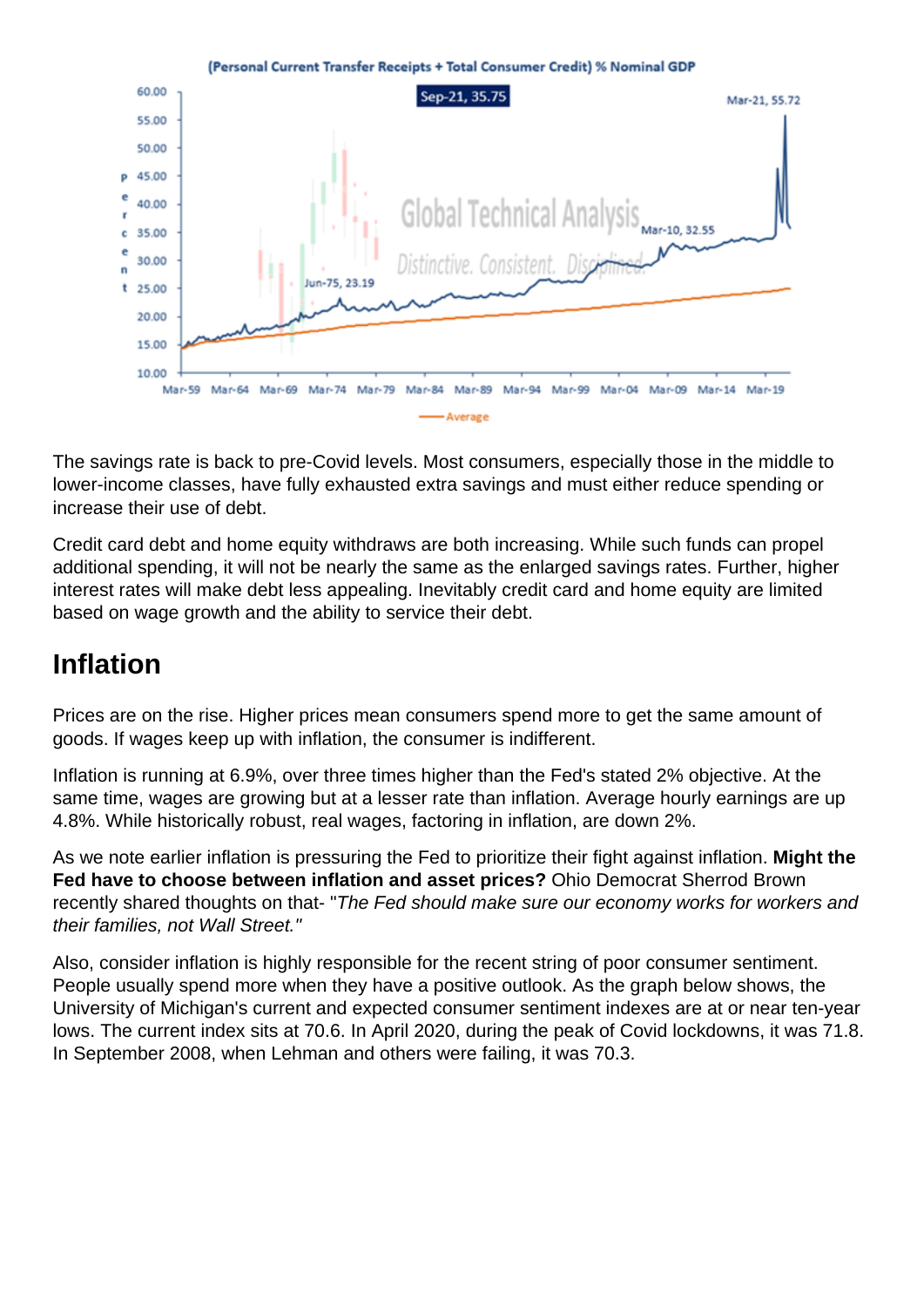The savings rate is back to pre-Covid levels. Most consumers, especially those in the middle to lower-income classes, have fully exhausted extra savings and must either reduce spending or increase their use of debt.

Credit card debt and home equity withdraws are both increasing. While such funds can propel additional spending, it will not be nearly the same as the enlarged savings rates. Further, higher interest rates will make debt less appealing. Inevitably credit card and home equity are limited based on wage growth and the ability to service their debt.

## Inflation

Prices are on the rise. Higher prices mean consumers spend more to get the same amount of goods. If wages keep up with inflation, the consumer is indifferent.

Inflation is running at 6.9%, over three times higher than the Fed's stated 2% objective. At the same time, wages are growing but at a lesser rate than inflation. Average hourly earnings are up 4.8%. While historically robust, real wages, factoring in inflation, are down 2%.

As we note earlier inflation is pressuring the Fed to prioritize their fight against inflation. **Might the Fed have to choose between inflation and asset prices?** Ohio Democrat Sherrod Brown recently shared thoughts on that- "*The Fed should make sure our economy works for workers and their families, not Wall Street."*

Also, consider inflation is highly responsible for the recent string of poor consumer sentiment. People usually spend more when they have a positive outlook. As the graph below shows, the University of Michigan's current and expected consumer sentiment indexes are at or near ten-year lows. The current index sits at 70.6. In April 2020, during the peak of Covid lockdowns, it was 71.8. In September 2008, when Lehman and others were failing, it was 70.3.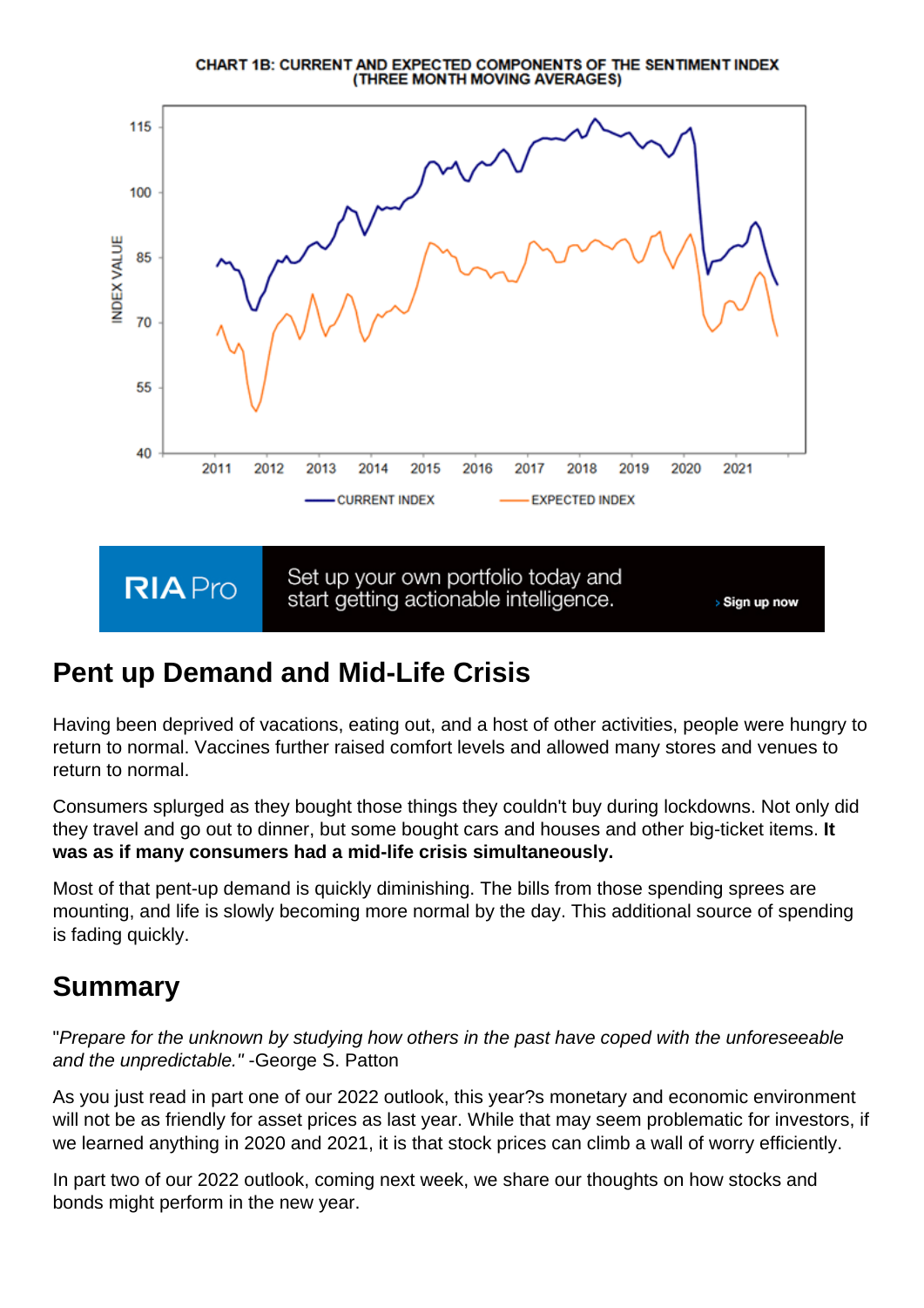CHART 1B: CURRENT AND EXPECTED COMPONENTS OF THE SENTIMENT INDEX (THREE MONTH MOVING AVERAGES)

INDEX VALUE

115
100
85
70
55
40

2011 2012 2013 2014 2015 2016 2017 2018 2019 2020 2021

CURRENT INDEX
EXPECTED INDEX

RIA Pro

Set up your own portfolio today and start getting actionable intelligence.

Sign up now

## Pent up Demand and Mid-Life Crisis

Having been deprived of vacations, eating out, and a host of other activities, people were hungry to return to normal. Vaccines further raised comfort levels and allowed many stores and venues to return to normal.

Consumers splurged as they bought those things they couldn't buy during lockdowns. Not only did they travel and go out to dinner, but some bought cars and houses and other big-ticket items. **It was as if many consumers had a mid-life crisis simultaneously.**

Most of that pent-up demand is quickly diminishing. The bills from those spending sprees are mounting, and life is slowly becoming more normal by the day. This additional source of spending is fading quickly.

## Summary

"*Prepare for the unknown by studying how others in the past have coped with the unforeseeable and the unpredictable."* -George S. Patton

As you just read in part one of our 2022 outlook, this year?s monetary and economic environment will not be as friendly for asset prices as last year. While that may seem problematic for investors, if we learned anything in 2020 and 2021, it is that stock prices can climb a wall of worry efficiently.

In part two of our 2022 outlook, coming next week, we share our thoughts on how stocks and bonds might perform in the new year.